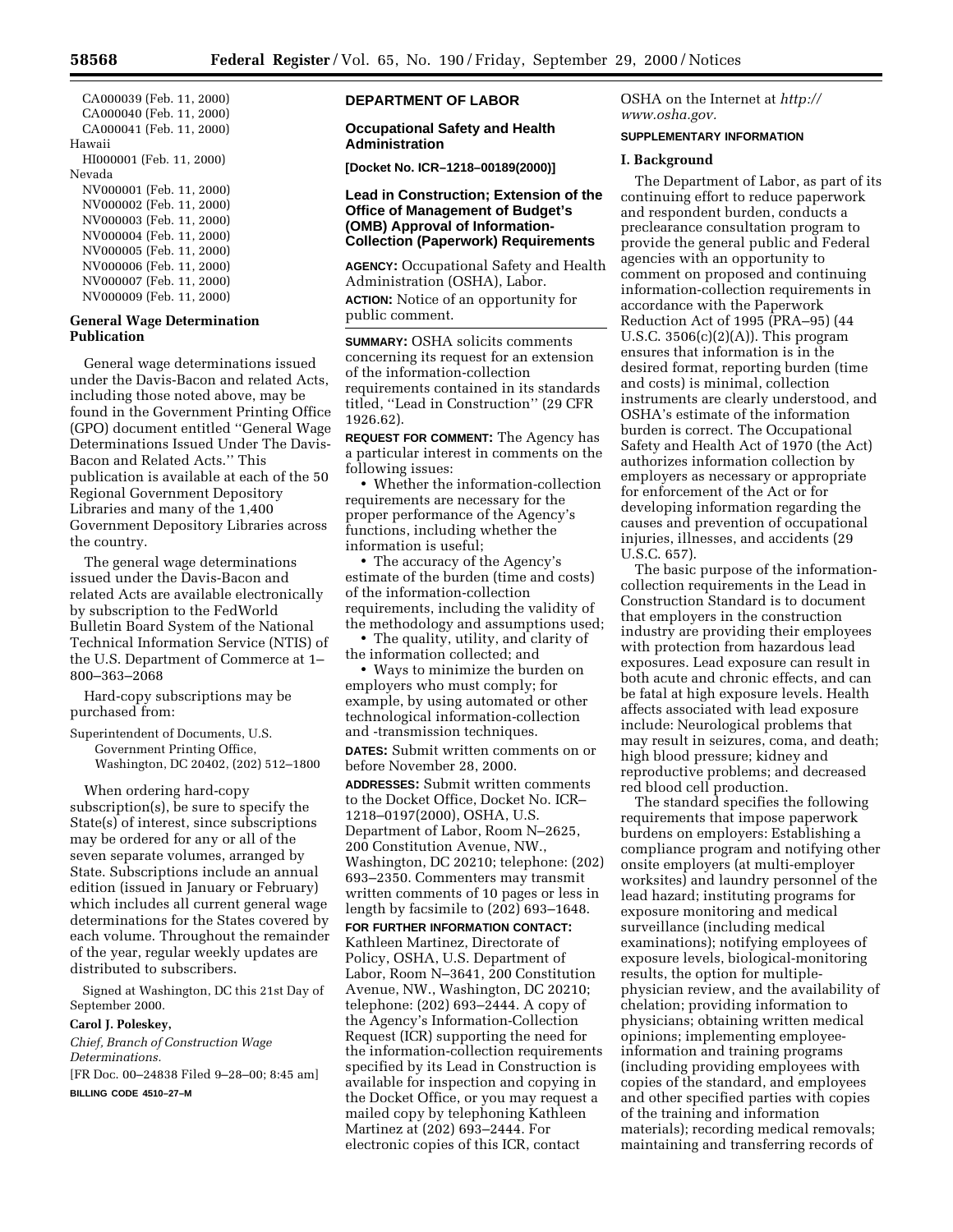CA000039 (Feb. 11, 2000)
CA000040 (Feb. 11, 2000)
CA000041 (Feb. 11, 2000)

Hawaii

HI000001 (Feb. 11, 2000)

Nevada

NV000001 (Feb. 11, 2000)
NV000002 (Feb. 11, 2000)
NV000003 (Feb. 11, 2000)
NV000004 (Feb. 11, 2000)
NV000005 (Feb. 11, 2000)
NV000006 (Feb. 11, 2000)
NV000007 (Feb. 11, 2000)
NV000009 (Feb. 11, 2000)

## General Wage Determination Publication

General wage determinations issued under the Davis-Bacon and related Acts, including those noted above, may be found in the Government Printing Office (GPO) document entitled ''General Wage Determinations Issued Under The Davis-Bacon and Related Acts.'' This publication is available at each of the 50 Regional Government Depository Libraries and many of the 1,400 Government Depository Libraries across the country.

The general wage determinations issued under the Davis-Bacon and related Acts are available electronically by subscription to the FedWorld Bulletin Board System of the National Technical Information Service (NTIS) of the U.S. Department of Commerce at 1–800–363–2068

Hard-copy subscriptions may be purchased from:

Superintendent of Documents, U.S. Government Printing Office, Washington, DC 20402, (202) 512–1800

When ordering hard-copy subscription(s), be sure to specify the State(s) of interest, since subscriptions may be ordered for any or all of the seven separate volumes, arranged by State. Subscriptions include an annual edition (issued in January or February) which includes all current general wage determinations for the States covered by each volume. Throughout the remainder of the year, regular weekly updates are distributed to subscribers.

Signed at Washington, DC this 21st Day of September 2000.

**Carol J. Poleskey,**

*Chief, Branch of Construction Wage Determinations.*

[FR Doc. 00–24838 Filed 9–28–00; 8:45 am]

**BILLING CODE 4510–27–M**

## DEPARTMENT OF LABOR

### Occupational Safety and Health Administration

**[Docket No. ICR–1218–00189(2000)]**

### Lead in Construction; Extension of the Office of Management of Budget's (OMB) Approval of Information-Collection (Paperwork) Requirements

**AGENCY:** Occupational Safety and Health Administration (OSHA), Labor.

**ACTION:** Notice of an opportunity for public comment.

**SUMMARY:** OSHA solicits comments concerning its request for an extension of the information-collection requirements contained in its standards titled, ''Lead in Construction'' (29 CFR 1926.62).

**REQUEST FOR COMMENT:** The Agency has a particular interest in comments on the following issues:

- Whether the information-collection requirements are necessary for the proper performance of the Agency's functions, including whether the information is useful;
- The accuracy of the Agency's estimate of the burden (time and costs) of the information-collection requirements, including the validity of the methodology and assumptions used;
- The quality, utility, and clarity of the information collected; and
- Ways to minimize the burden on employers who must comply; for example, by using automated or other technological information-collection and -transmission techniques.

**DATES:** Submit written comments on or before November 28, 2000.

**ADDRESSES:** Submit written comments to the Docket Office, Docket No. ICR–1218–0197(2000), OSHA, U.S. Department of Labor, Room N–2625, 200 Constitution Avenue, NW., Washington, DC 20210; telephone: (202) 693–2350. Commenters may transmit written comments of 10 pages or less in length by facsimile to (202) 693–1648.

**FOR FURTHER INFORMATION CONTACT:** Kathleen Martinez, Directorate of Policy, OSHA, U.S. Department of Labor, Room N–3641, 200 Constitution Avenue, NW., Washington, DC 20210; telephone: (202) 693–2444. A copy of the Agency's Information-Collection Request (ICR) supporting the need for the information-collection requirements specified by its Lead in Construction is available for inspection and copying in the Docket Office, or you may request a mailed copy by telephoning Kathleen Martinez at (202) 693–2444. For electronic copies of this ICR, contact OSHA on the Internet at *http://www.osha.gov.*

**SUPPLEMENTARY INFORMATION**

### I. Background

The Department of Labor, as part of its continuing effort to reduce paperwork and respondent burden, conducts a preclearance consultation program to provide the general public and Federal agencies with an opportunity to comment on proposed and continuing information-collection requirements in accordance with the Paperwork Reduction Act of 1995 (PRA–95) (44 U.S.C. 3506(c)(2)(A)). This program ensures that information is in the desired format, reporting burden (time and costs) is minimal, collection instruments are clearly understood, and OSHA's estimate of the information burden is correct. The Occupational Safety and Health Act of 1970 (the Act) authorizes information collection by employers as necessary or appropriate for enforcement of the Act or for developing information regarding the causes and prevention of occupational injuries, illnesses, and accidents (29 U.S.C. 657).

The basic purpose of the information-collection requirements in the Lead in Construction Standard is to document that employers in the construction industry are providing their employees with protection from hazardous lead exposures. Lead exposure can result in both acute and chronic effects, and can be fatal at high exposure levels. Health affects associated with lead exposure include: Neurological problems that may result in seizures, coma, and death; high blood pressure; kidney and reproductive problems; and decreased red blood cell production.

The standard specifies the following requirements that impose paperwork burdens on employers: Establishing a compliance program and notifying other onsite employers (at multi-employer worksites) and laundry personnel of the lead hazard; instituting programs for exposure monitoring and medical surveillance (including medical examinations); notifying employees of exposure levels, biological-monitoring results, the option for multiple-physician review, and the availability of chelation; providing information to physicians; obtaining written medical opinions; implementing employee-information and training programs (including providing employees with copies of the standard, and employees and other specified parties with copies of the training and information materials); recording medical removals; maintaining and transferring records of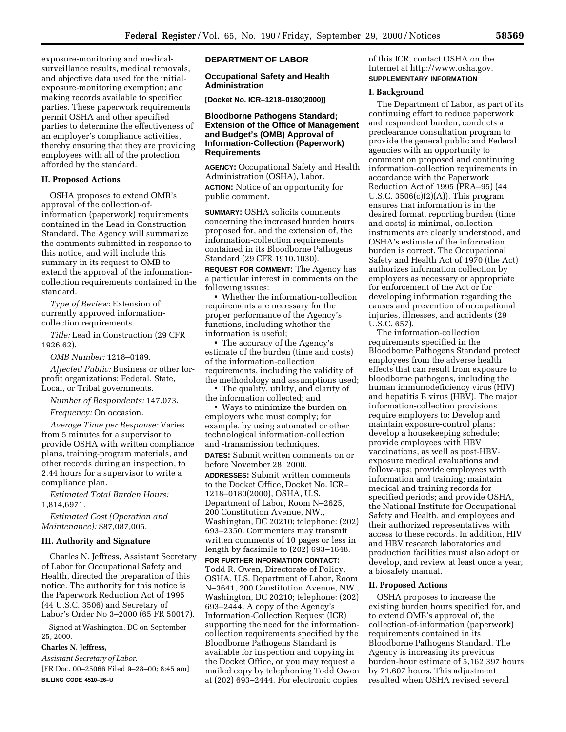exposure-monitoring and medical-surveillance results, medical removals, and objective data used for the initial-exposure-monitoring exemption; and making records available to specified parties. These paperwork requirements permit OSHA and other specified parties to determine the effectiveness of an employer's compliance activities, thereby ensuring that they are providing employees with all of the protection afforded by the standard.

## II. Proposed Actions

OSHA proposes to extend OMB's approval of the collection-of-information (paperwork) requirements contained in the Lead in Construction Standard. The Agency will summarize the comments submitted in response to this notice, and will include this summary in its request to OMB to extend the approval of the information-collection requirements contained in the standard.

*Type of Review:* Extension of currently approved information-collection requirements.

*Title:* Lead in Construction (29 CFR 1926.62).

*OMB Number:* 1218–0189.

*Affected Public:* Business or other for-profit organizations; Federal, State, Local, or Tribal governments.

*Number of Respondents:* 147,073.

*Frequency:* On occasion.

*Average Time per Response:* Varies from 5 minutes for a supervisor to provide OSHA with written compliance plans, training-program materials, and other records during an inspection, to 2.44 hours for a supervisor to write a compliance plan.

*Estimated Total Burden Hours:* 1,814,6971.

*Estimated Cost (Operation and Maintenance):* $87,087,005.

## III. Authority and Signature

Charles N. Jeffress, Assistant Secretary of Labor for Occupational Safety and Health, directed the preparation of this notice. The authority for this notice is the Paperwork Reduction Act of 1995 (44 U.S.C. 3506) and Secretary of Labor's Order No 3–2000 (65 FR 50017).

Signed at Washington, DC on September 25, 2000.

**Charles N. Jeffress,**

*Assistant Secretary of Labor.*

[FR Doc. 00–25066 Filed 9–28–00; 8:45 am]

**BILLING CODE 4510–26–U**

# DEPARTMENT OF LABOR

## Occupational Safety and Health Administration

**[Docket No. ICR–1218–0180(2000)]**

## Bloodborne Pathogens Standard; Extension of the Office of Management and Budget's (OMB) Approval of Information-Collection (Paperwork) Requirements

**AGENCY:** Occupational Safety and Health Administration (OSHA), Labor.

**ACTION:** Notice of an opportunity for public comment.

**SUMMARY:** OSHA solicits comments concerning the increased burden hours proposed for, and the extension of, the information-collection requirements contained in its Bloodborne Pathogens Standard (29 CFR 1910.1030).

**REQUEST FOR COMMENT:** The Agency has a particular interest in comments on the following issues:

- Whether the information-collection requirements are necessary for the proper performance of the Agency's functions, including whether the information is useful;
- The accuracy of the Agency's estimate of the burden (time and costs) of the information-collection requirements, including the validity of the methodology and assumptions used;
- The quality, utility, and clarity of the information collected; and
- Ways to minimize the burden on employers who must comply; for example, by using automated or other technological information-collection and -transmission techniques.

**DATES:** Submit written comments on or before November 28, 2000.

**ADDRESSES:** Submit written comments to the Docket Office, Docket No. ICR–1218–0180(2000), OSHA, U.S. Department of Labor, Room N–2625, 200 Constitution Avenue, NW., Washington, DC 20210; telephone: (202) 693–2350. Commenters may transmit written comments of 10 pages or less in length by facsimile to (202) 693–1648.

**FOR FURTHER INFORMATION CONTACT:** Todd R. Owen, Directorate of Policy, OSHA, U.S. Department of Labor, Room N–3641, 200 Constitution Avenue, NW., Washington, DC 20210; telephone: (202) 693–2444. A copy of the Agency's Information-Collection Request (ICR) supporting the need for the information-collection requirements specified by the Bloodborne Pathogens Standard is available for inspection and copying in the Docket Office, or you may request a mailed copy by telephoning Todd Owen at (202) 693–2444. For electronic copies of this ICR, contact OSHA on the Internet at http://www.osha.gov.

**SUPPLEMENTARY INFORMATION**

## I. Background

The Department of Labor, as part of its continuing effort to reduce paperwork and respondent burden, conducts a preclearance consultation program to provide the general public and Federal agencies with an opportunity to comment on proposed and continuing information-collection requirements in accordance with the Paperwork Reduction Act of 1995 (PRA–95) (44 U.S.C. 3506(c)(2)(A)). This program ensures that information is in the desired format, reporting burden (time and costs) is minimal, collection instruments are clearly understood, and OSHA's estimate of the information burden is correct. The Occupational Safety and Health Act of 1970 (the Act) authorizes information collection by employers as necessary or appropriate for enforcement of the Act or for developing information regarding the causes and prevention of occupational injuries, illnesses, and accidents (29 U.S.C. 657).

The information-collection requirements specified in the Bloodborne Pathogens Standard protect employees from the adverse health effects that can result from exposure to bloodborne pathogens, including the human immunodeficiency virus (HIV) and hepatitis B virus (HBV). The major information-collection provisions require employers to: Develop and maintain exposure-control plans; develop a housekeeping schedule; provide employees with HBV vaccinations, as well as post-HBV-exposure medical evaluations and follow-ups; provide employees with information and training; maintain medical and training records for specified periods; and provide OSHA, the National Institute for Occupational Safety and Health, and employees and their authorized representatives with access to these records. In addition, HIV and HBV research laboratories and production facilities must also adopt or develop, and review at least once a year, a biosafety manual.

## II. Proposed Actions

OSHA proposes to increase the existing burden hours specified for, and to extend OMB's approval of, the collection-of-information (paperwork) requirements contained in its Bloodborne Pathogens Standard. The Agency is increasing its previous burden-hour estimate of 5,162,397 hours by 71,607 hours. This adjustment resulted when OSHA revised several